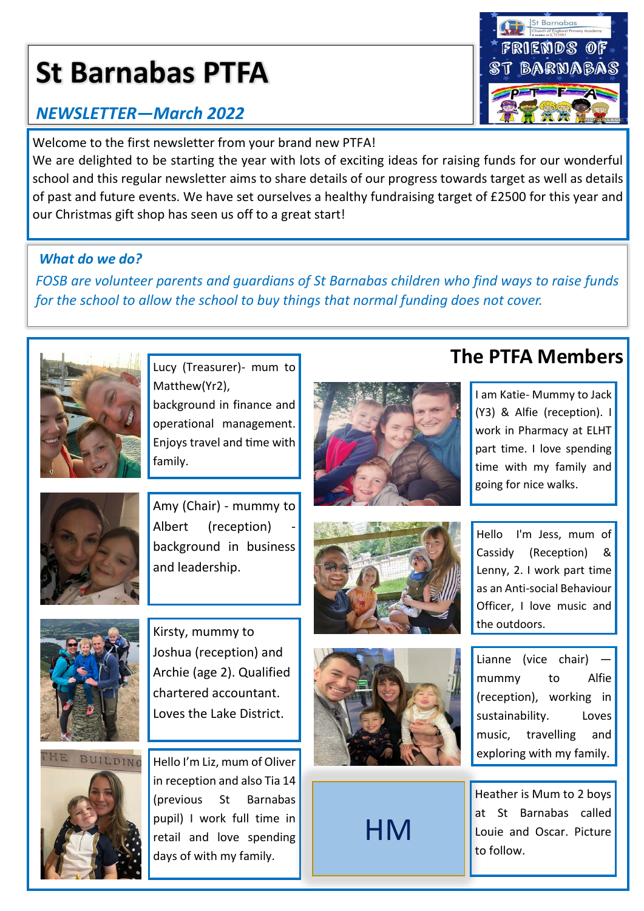# St Barnabas PTFA

*NEWSLETTER—March 2022*

Welcome to the first newsletter from your brand new PTFA!

We are delighted to be starting the year with lots of exciting ideas for raising funds for our wonderful school and this regular newsletter aims to share details of our progress towards target as well as details of past and future events. We have set ourselves a healthy fundraising target of £2500 for this year and our Christmas gift shop has seen us off to a great start!

### *What do we do?*

*FOSB are volunteer parents and guardians of St Barnabas children who find ways to raise funds for the school to allow the school to buy things that normal funding does not cover.*

## The PTFA Members

Lucy (Treasurer)- mum to Matthew(Yr2), background in finance and operational management. Enjoys travel and time with family.

Amy (Chair) - mummy to Albert (reception) - background in business and leadership.

Kirsty, mummy to Joshua (reception) and Archie (age 2). Qualified chartered accountant. Loves the Lake District.

Hello I'm Liz, mum of Oliver in reception and also Tia 14 (previous St Barnabas pupil) I work full time in retail and love spending days of with my family.

I am Katie- Mummy to Jack (Y3) & Alfie (reception). I work in Pharmacy at ELHT part time. I love spending time with my family and going for nice walks.

Hello I'm Jess, mum of Cassidy (Reception) & Lenny, 2. I work part time as an Anti-social Behaviour Officer, I love music and the outdoors.

Lianne (vice chair) — mummy to Alfie (reception), working in sustainability. Loves music, travelling and exploring with my family.

HM

Heather is Mum to 2 boys at St Barnabas called Louie and Oscar. Picture to follow.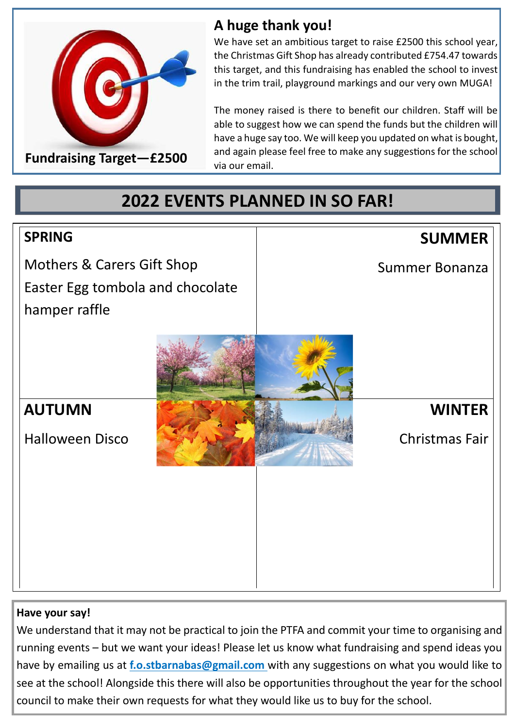**Fundraising Target—£2500**

## A huge thank you!

We have set an ambitious target to raise £2500 this school year, the Christmas Gift Shop has already contributed £754.47 towards this target, and this fundraising has enabled the school to invest in the trim trail, playground markings and our very own MUGA!

The money raised is there to benefit our children. Staff will be able to suggest how we can spend the funds but the children will have a huge say too. We will keep you updated on what is bought, and again please feel free to make any suggestions for the school via our email.

## 2022 EVENTS PLANNED IN SO FAR!

### SPRING

Mothers & Carers Gift Shop

Easter Egg tombola and chocolate hamper raffle

### SUMMER

Summer Bonanza

### AUTUMN

Halloween Disco

### WINTER

Christmas Fair

**Have your say!**

We understand that it may not be practical to join the PTFA and commit your time to organising and running events – but we want your ideas! Please let us know what fundraising and spend ideas you have by emailing us at **f.o.stbarnabas@gmail.com** with any suggestions on what you would like to see at the school! Alongside this there will also be opportunities throughout the year for the school council to make their own requests for what they would like us to buy for the school.